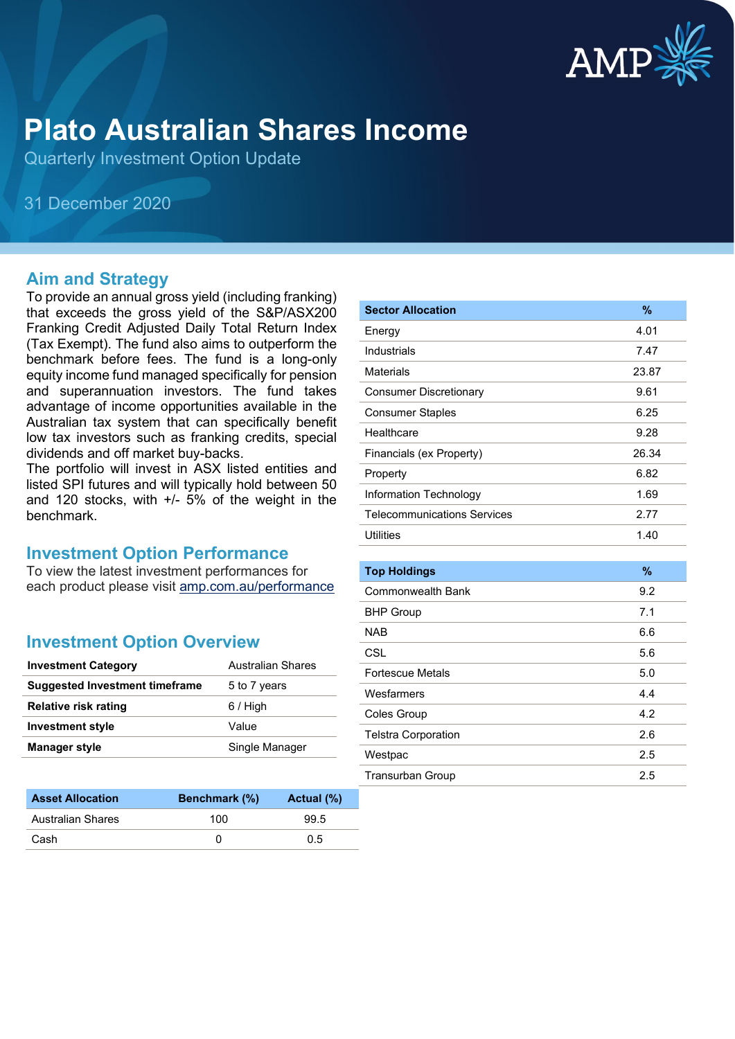# Plato Australian Shares Income

Quarterly Investment Option Update

31 December 2020

## Aim and Strategy

To provide an annual gross yield (including franking) that exceeds the gross yield of the S&P/ASX200 Franking Credit Adjusted Daily Total Return Index (Tax Exempt). The fund also aims to outperform the benchmark before fees. The fund is a long-only equity income fund managed specifically for pension and superannuation investors. The fund takes advantage of income opportunities available in the Australian tax system that can specifically benefit low tax investors such as franking credits, special dividends and off market buy-backs.
The portfolio will invest in ASX listed entities and listed SPI futures and will typically hold between 50 and 120 stocks, with +/- 5% of the weight in the benchmark.

## Investment Option Performance

To view the latest investment performances for each product please visit [amp.com.au/performance](amp.com.au/performance)

## Investment Option Overview

| | |
|---|---|
| **Investment Category** | Australian Shares |
| **Suggested Investment timeframe** | 5 to 7 years |
| **Relative risk rating** | 6 / High |
| **Investment style** | Value |
| **Manager style** | Single Manager |

| Asset Allocation | Benchmark (%) | Actual (%) |
|---|---|---|
| Australian Shares | 100 | 99.5 |
| Cash | 0 | 0.5 |

| Sector Allocation | % |
|---|---|
| Energy | 4.01 |
| Industrials | 7.47 |
| Materials | 23.87 |
| Consumer Discretionary | 9.61 |
| Consumer Staples | 6.25 |
| Healthcare | 9.28 |
| Financials (ex Property) | 26.34 |
| Property | 6.82 |
| Information Technology | 1.69 |
| Telecommunications Services | 2.77 |
| Utilities | 1.40 |

| Top Holdings | % |
|---|---|
| Commonwealth Bank | 9.2 |
| BHP Group | 7.1 |
| NAB | 6.6 |
| CSL | 5.6 |
| Fortescue Metals | 5.0 |
| Wesfarmers | 4.4 |
| Coles Group | 4.2 |
| Telstra Corporation | 2.6 |
| Westpac | 2.5 |
| Transurban Group | 2.5 |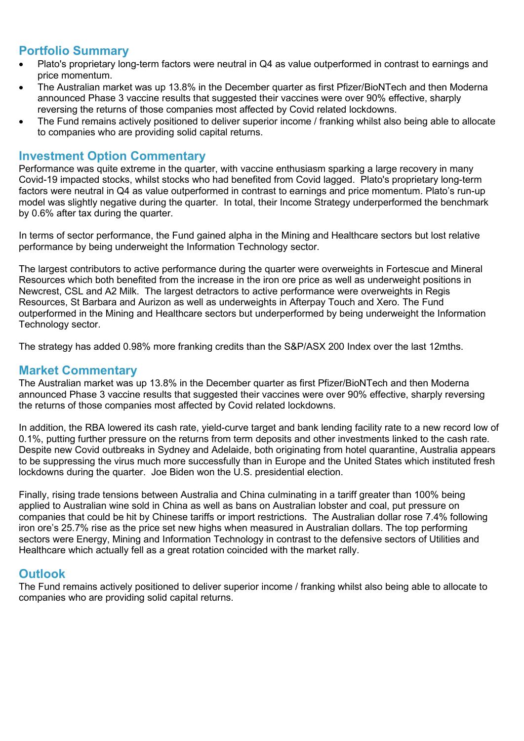## Portfolio Summary

- Plato's proprietary long-term factors were neutral in Q4 as value outperformed in contrast to earnings and price momentum.
- The Australian market was up 13.8% in the December quarter as first Pfizer/BioNTech and then Moderna announced Phase 3 vaccine results that suggested their vaccines were over 90% effective, sharply reversing the returns of those companies most affected by Covid related lockdowns.
- The Fund remains actively positioned to deliver superior income / franking whilst also being able to allocate to companies who are providing solid capital returns.

## Investment Option Commentary

Performance was quite extreme in the quarter, with vaccine enthusiasm sparking a large recovery in many Covid-19 impacted stocks, whilst stocks who had benefited from Covid lagged. Plato's proprietary long-term factors were neutral in Q4 as value outperformed in contrast to earnings and price momentum. Plato's run-up model was slightly negative during the quarter. In total, their Income Strategy underperformed the benchmark by 0.6% after tax during the quarter.

In terms of sector performance, the Fund gained alpha in the Mining and Healthcare sectors but lost relative performance by being underweight the Information Technology sector.

The largest contributors to active performance during the quarter were overweights in Fortescue and Mineral Resources which both benefited from the increase in the iron ore price as well as underweight positions in Newcrest, CSL and A2 Milk. The largest detractors to active performance were overweights in Regis Resources, St Barbara and Aurizon as well as underweights in Afterpay Touch and Xero. The Fund outperformed in the Mining and Healthcare sectors but underperformed by being underweight the Information Technology sector.

The strategy has added 0.98% more franking credits than the S&P/ASX 200 Index over the last 12mths.

## Market Commentary

The Australian market was up 13.8% in the December quarter as first Pfizer/BioNTech and then Moderna announced Phase 3 vaccine results that suggested their vaccines were over 90% effective, sharply reversing the returns of those companies most affected by Covid related lockdowns.

In addition, the RBA lowered its cash rate, yield-curve target and bank lending facility rate to a new record low of 0.1%, putting further pressure on the returns from term deposits and other investments linked to the cash rate. Despite new Covid outbreaks in Sydney and Adelaide, both originating from hotel quarantine, Australia appears to be suppressing the virus much more successfully than in Europe and the United States which instituted fresh lockdowns during the quarter. Joe Biden won the U.S. presidential election.

Finally, rising trade tensions between Australia and China culminating in a tariff greater than 100% being applied to Australian wine sold in China as well as bans on Australian lobster and coal, put pressure on companies that could be hit by Chinese tariffs or import restrictions. The Australian dollar rose 7.4% following iron ore's 25.7% rise as the price set new highs when measured in Australian dollars. The top performing sectors were Energy, Mining and Information Technology in contrast to the defensive sectors of Utilities and Healthcare which actually fell as a great rotation coincided with the market rally.

## Outlook

The Fund remains actively positioned to deliver superior income / franking whilst also being able to allocate to companies who are providing solid capital returns.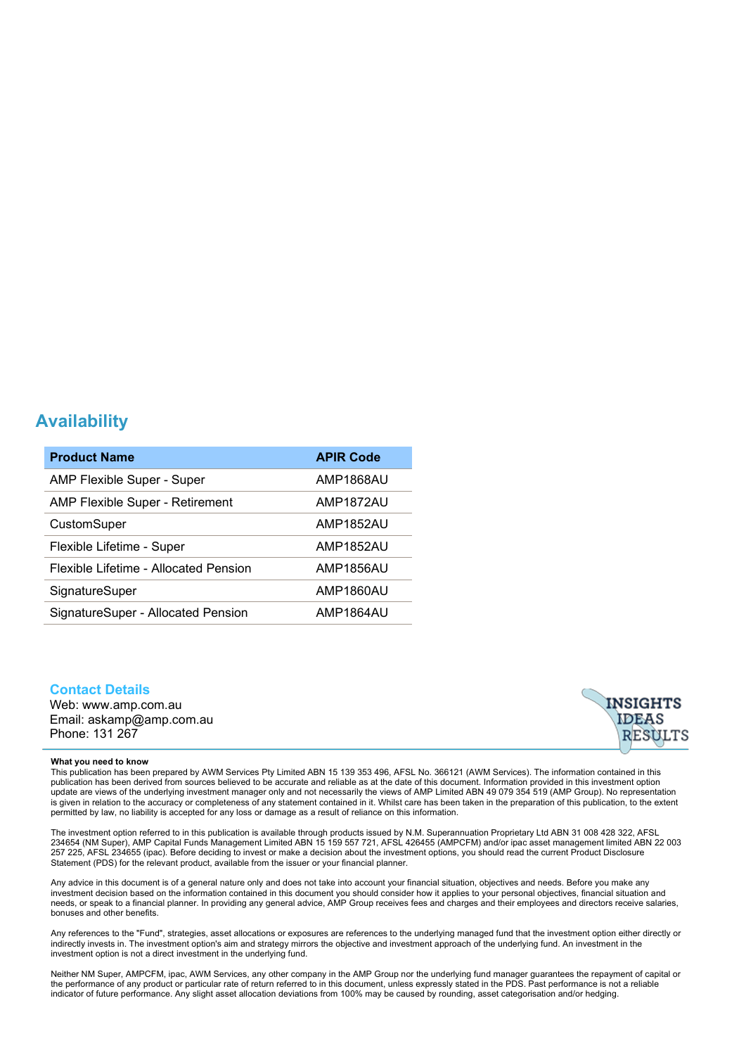## Availability

| Product Name | APIR Code |
|---|---|
| AMP Flexible Super - Super | AMP1868AU |
| AMP Flexible Super - Retirement | AMP1872AU |
| CustomSuper | AMP1852AU |
| Flexible Lifetime - Super | AMP1852AU |
| Flexible Lifetime - Allocated Pension | AMP1856AU |
| SignatureSuper | AMP1860AU |
| SignatureSuper - Allocated Pension | AMP1864AU |

### Contact Details

Web: www.amp.com.au
Email: askamp@amp.com.au
Phone: 131 267

INSIGHTS
IDEAS
RESULTS

**What you need to know**

This publication has been prepared by AWM Services Pty Limited ABN 15 139 353 496, AFSL No. 366121 (AWM Services). The information contained in this publication has been derived from sources believed to be accurate and reliable as at the date of this document. Information provided in this investment option update are views of the underlying investment manager only and not necessarily the views of AMP Limited ABN 49 079 354 519 (AMP Group). No representation is given in relation to the accuracy or completeness of any statement contained in it. Whilst care has been taken in the preparation of this publication, to the extent permitted by law, no liability is accepted for any loss or damage as a result of reliance on this information.

The investment option referred to in this publication is available through products issued by N.M. Superannuation Proprietary Ltd ABN 31 008 428 322, AFSL 234654 (NM Super), AMP Capital Funds Management Limited ABN 15 159 557 721, AFSL 426455 (AMPCFM) and/or ipac asset management limited ABN 22 003 257 225, AFSL 234655 (ipac). Before deciding to invest or make a decision about the investment options, you should read the current Product Disclosure Statement (PDS) for the relevant product, available from the issuer or your financial planner.

Any advice in this document is of a general nature only and does not take into account your financial situation, objectives and needs. Before you make any investment decision based on the information contained in this document you should consider how it applies to your personal objectives, financial situation and needs, or speak to a financial planner. In providing any general advice, AMP Group receives fees and charges and their employees and directors receive salaries, bonuses and other benefits.

Any references to the "Fund", strategies, asset allocations or exposures are references to the underlying managed fund that the investment option either directly or indirectly invests in. The investment option's aim and strategy mirrors the objective and investment approach of the underlying fund. An investment in the investment option is not a direct investment in the underlying fund.

Neither NM Super, AMPCFM, ipac, AWM Services, any other company in the AMP Group nor the underlying fund manager guarantees the repayment of capital or the performance of any product or particular rate of return referred to in this document, unless expressly stated in the PDS. Past performance is not a reliable indicator of future performance. Any slight asset allocation deviations from 100% may be caused by rounding, asset categorisation and/or hedging.